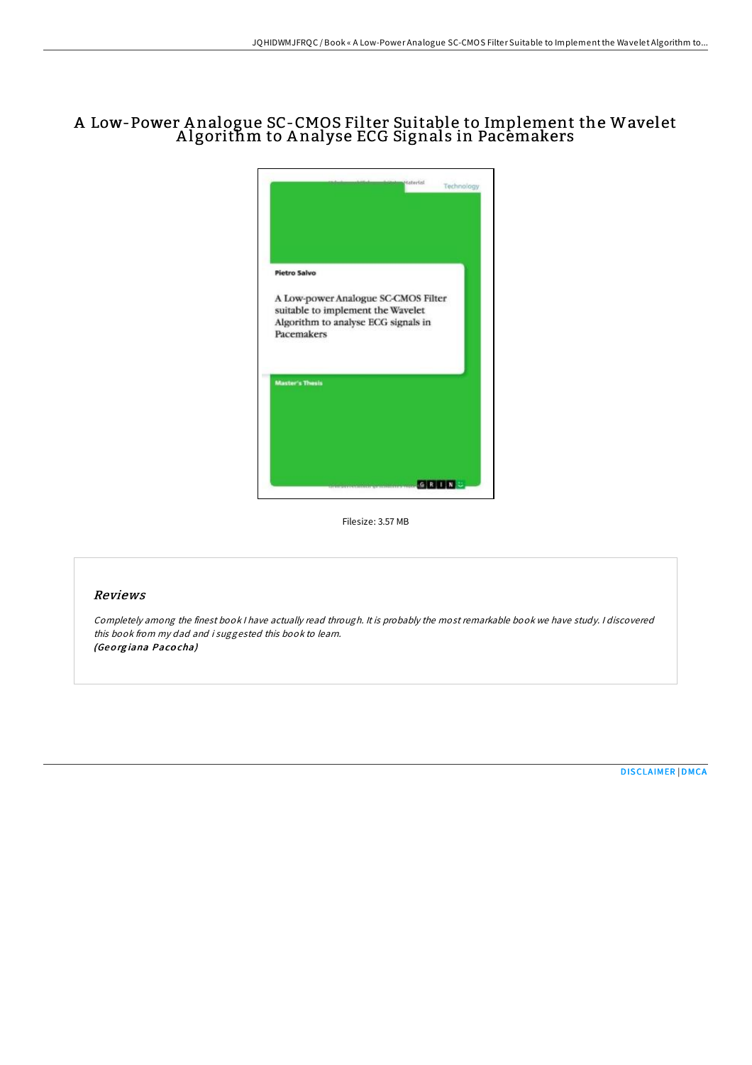# A Low-Power Analogue SC-CMOS Filter Suitable to Implement the Wavelet Algorithm to Analyse ECG Signals in Pacemakers

Filesize: 3.57 MB

## Reviews

*Completely among the finest book I have actually read through. It is probably the most remarkable book we have study. I discovered this book from my dad and i suggested this book to learn.*
***(Georgiana Pacocha)***

DISCLAIMER | DMCA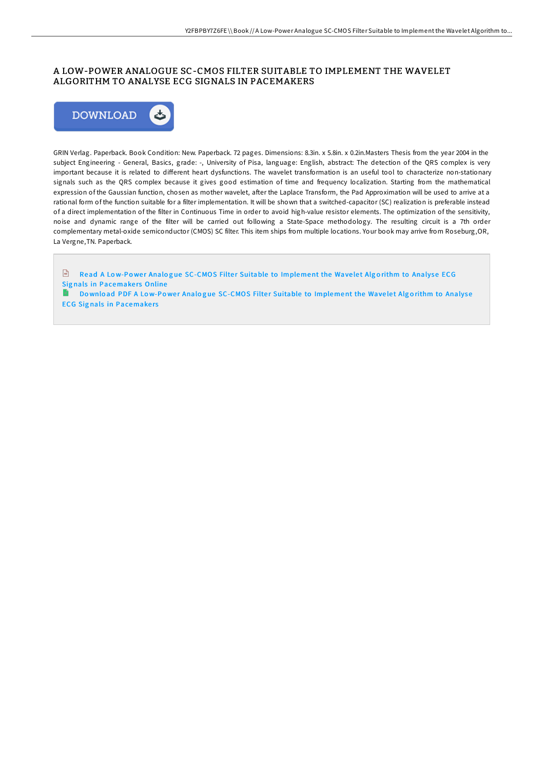# A LOW-POWER ANALOGUE SC-CMOS FILTER SUITABLE TO IMPLEMENT THE WAVELET ALGORITHM TO ANALYSE ECG SIGNALS IN PACEMAKERS

DOWNLOAD

GRIN Verlag. Paperback. Book Condition: New. Paperback. 72 pages. Dimensions: 8.3in. x 5.8in. x 0.2in.Masters Thesis from the year 2004 in the subject Engineering - General, Basics, grade: -, University of Pisa, language: English, abstract: The detection of the QRS complex is very important because it is related to different heart dysfunctions. The wavelet transformation is an useful tool to characterize non-stationary signals such as the QRS complex because it gives good estimation of time and frequency localization. Starting from the mathematical expression of the Gaussian function, chosen as mother wavelet, after the Laplace Transform, the Pad Approximation will be used to arrive at a rational form of the function suitable for a filter implementation. It will be shown that a switched-capacitor (SC) realization is preferable instead of a direct implementation of the filter in Continuous Time in order to avoid high-value resistor elements. The optimization of the sensitivity, noise and dynamic range of the filter will be carried out following a State-Space methodology. The resulting circuit is a 7th order complementary metal-oxide semiconductor (CMOS) SC filter. This item ships from multiple locations. Your book may arrive from Roseburg,OR, La Vergne,TN. Paperback.

Read A Low-Power Analogue SC-CMOS Filter Suitable to Implement the Wavelet Algorithm to Analyse ECG Signals in Pacemakers Online

Download PDF A Low-Power Analogue SC-CMOS Filter Suitable to Implement the Wavelet Algorithm to Analyse ECG Signals in Pacemakers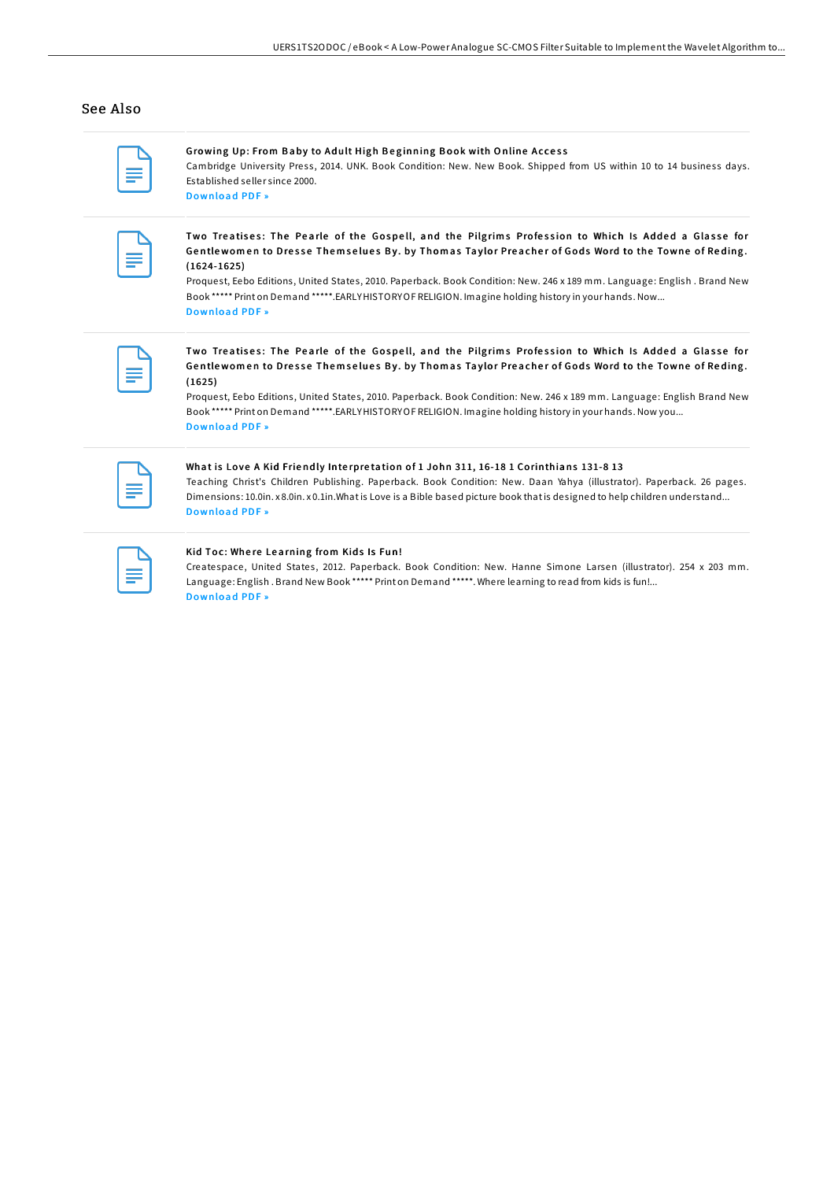## See Also

**Growing Up: From Baby to Adult High Beginning Book with Online Access**

Cambridge University Press, 2014. UNK. Book Condition: New. New Book. Shipped from US within 10 to 14 business days. Established seller since 2000.

Download PDF »

**Two Treatises: The Pearle of the Gospell, and the Pilgrims Profession to Which Is Added a Glasse for Gentlewomen to Dresse Themselues By. by Thomas Taylor Preacher of Gods Word to the Towne of Reding. (1624-1625)**

Proquest, Eebo Editions, United States, 2010. Paperback. Book Condition: New. 246 x 189 mm. Language: English . Brand New Book ***** Print on Demand *****.EARLY HISTORY OF RELIGION. Imagine holding history in your hands. Now...

Download PDF »

**Two Treatises: The Pearle of the Gospell, and the Pilgrims Profession to Which Is Added a Glasse for Gentlewomen to Dresse Themselues By. by Thomas Taylor Preacher of Gods Word to the Towne of Reding. (1625)**

Proquest, Eebo Editions, United States, 2010. Paperback. Book Condition: New. 246 x 189 mm. Language: English Brand New Book ***** Print on Demand *****.EARLY HISTORY OF RELIGION. Imagine holding history in your hands. Now you...

Download PDF »

**What is Love A Kid Friendly Interpretation of 1 John 311, 16-18 1 Corinthians 131-8 13**

Teaching Christ's Children Publishing. Paperback. Book Condition: New. Daan Yahya (illustrator). Paperback. 26 pages. Dimensions: 10.0in. x 8.0in. x 0.1in.What is Love is a Bible based picture book that is designed to help children understand...

Download PDF »

**Kid Toc: Where Learning from Kids Is Fun!**

Createspace, United States, 2012. Paperback. Book Condition: New. Hanne Simone Larsen (illustrator). 254 x 203 mm. Language: English . Brand New Book ***** Print on Demand *****. Where learning to read from kids is fun!...

Download PDF »